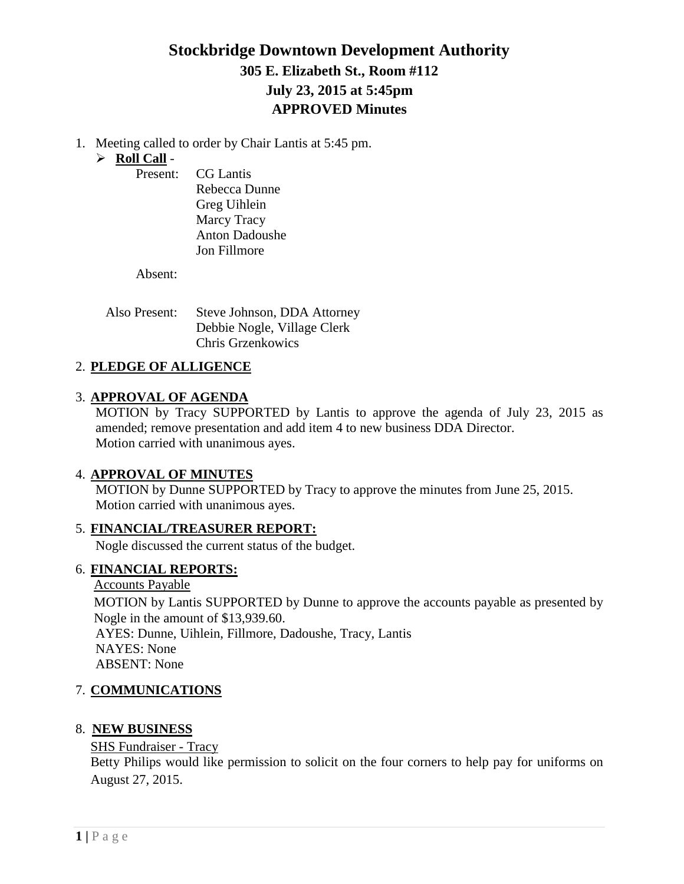# Stockbridge Downtown Development Authority

## 305 E. Elizabeth St., Room #112

## July 23, 2015 at 5:45pm

## APPROVED Minutes

1. Meeting called to order by Chair Lantis at 5:45 pm.
   - **Roll Call** -

     Present: CG Lantis
     Rebecca Dunne
     Greg Uihlein
     Marcy Tracy
     Anton Dadoushe
     Jon Fillmore

     Absent:

     Also Present: Steve Johnson, DDA Attorney
     Debbie Nogle, Village Clerk
     Chris Grzenkowics

2. **PLEDGE OF ALLIGENCE**

3. **APPROVAL OF AGENDA**

   MOTION by Tracy SUPPORTED by Lantis to approve the agenda of July 23, 2015 as amended; remove presentation and add item 4 to new business DDA Director.
   Motion carried with unanimous ayes.

4. **APPROVAL OF MINUTES**

   MOTION by Dunne SUPPORTED by Tracy to approve the minutes from June 25, 2015.
   Motion carried with unanimous ayes.

5. **FINANCIAL/TREASURER REPORT:**

   Nogle discussed the current status of the budget.

6. **FINANCIAL REPORTS:**

   Accounts Payable

   MOTION by Lantis SUPPORTED by Dunne to approve the accounts payable as presented by Nogle in the amount of $13,939.60.
   AYES: Dunne, Uihlein, Fillmore, Dadoushe, Tracy, Lantis
   NAYES: None
   ABSENT: None

7. **COMMUNICATIONS**

8. **NEW BUSINESS**

   SHS Fundraiser - Tracy

   Betty Philips would like permission to solicit on the four corners to help pay for uniforms on August 27, 2015.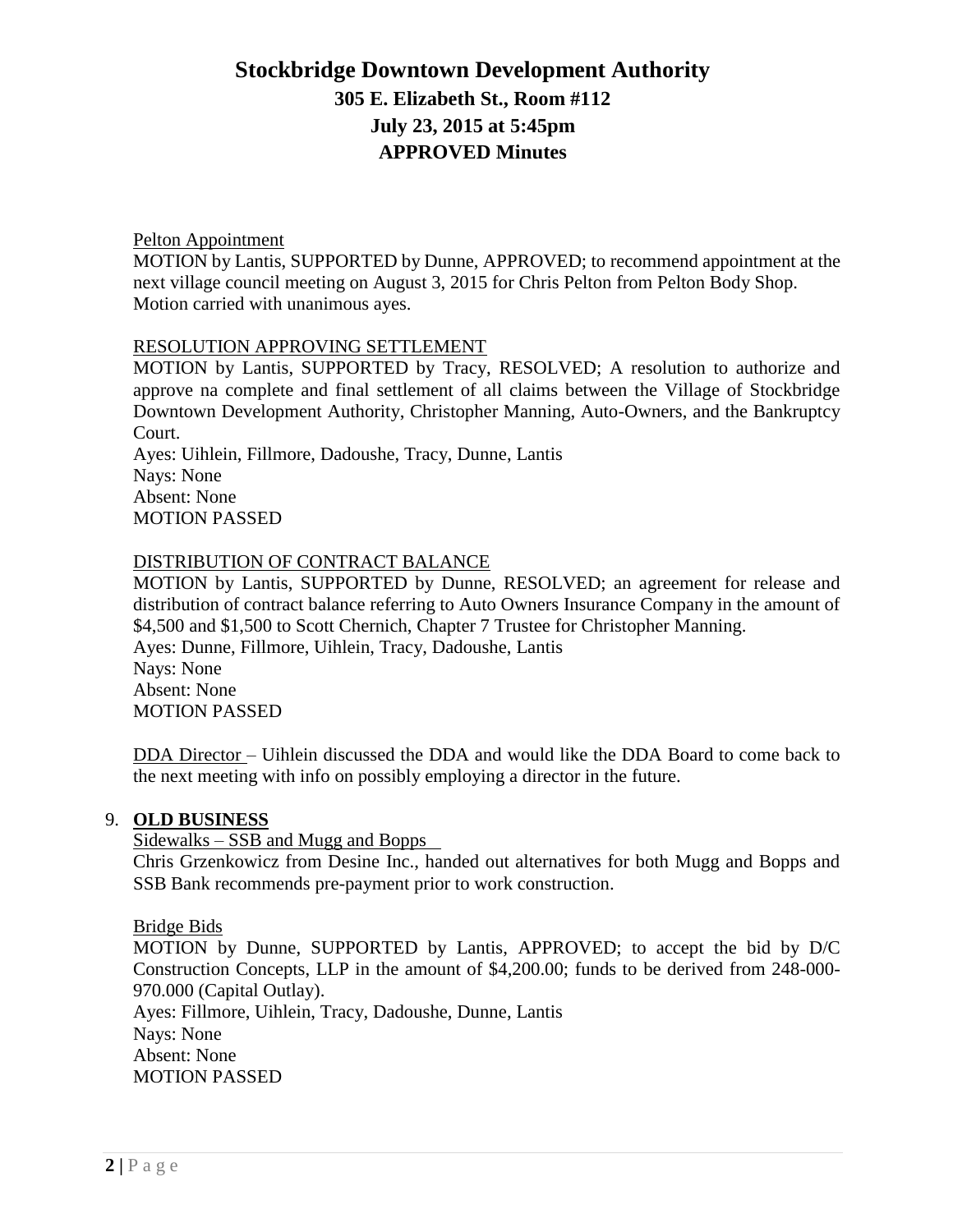# Stockbridge Downtown Development Authority

**305 E. Elizabeth St., Room #112**
**July 23, 2015 at 5:45pm**
**APPROVED Minutes**

Pelton Appointment

MOTION by Lantis, SUPPORTED by Dunne, APPROVED; to recommend appointment at the next village council meeting on August 3, 2015 for Chris Pelton from Pelton Body Shop. Motion carried with unanimous ayes.

RESOLUTION APPROVING SETTLEMENT

MOTION by Lantis, SUPPORTED by Tracy, RESOLVED; A resolution to authorize and approve na complete and final settlement of all claims between the Village of Stockbridge Downtown Development Authority, Christopher Manning, Auto-Owners, and the Bankruptcy Court.

Ayes: Uihlein, Fillmore, Dadoushe, Tracy, Dunne, Lantis
Nays: None
Absent: None
MOTION PASSED

DISTRIBUTION OF CONTRACT BALANCE

MOTION by Lantis, SUPPORTED by Dunne, RESOLVED; an agreement for release and distribution of contract balance referring to Auto Owners Insurance Company in the amount of $4,500 and $1,500 to Scott Chernich, Chapter 7 Trustee for Christopher Manning.

Ayes: Dunne, Fillmore, Uihlein, Tracy, Dadoushe, Lantis
Nays: None
Absent: None
MOTION PASSED

DDA Director – Uihlein discussed the DDA and would like the DDA Board to come back to the next meeting with info on possibly employing a director in the future.

9. **OLD BUSINESS**

Sidewalks – SSB and Mugg and Bopps

Chris Grzenkowicz from Desine Inc., handed out alternatives for both Mugg and Bopps and SSB Bank recommends pre-payment prior to work construction.

Bridge Bids

MOTION by Dunne, SUPPORTED by Lantis, APPROVED; to accept the bid by D/C Construction Concepts, LLP in the amount of $4,200.00; funds to be derived from 248-000-970.000 (Capital Outlay).

Ayes: Fillmore, Uihlein, Tracy, Dadoushe, Dunne, Lantis
Nays: None
Absent: None
MOTION PASSED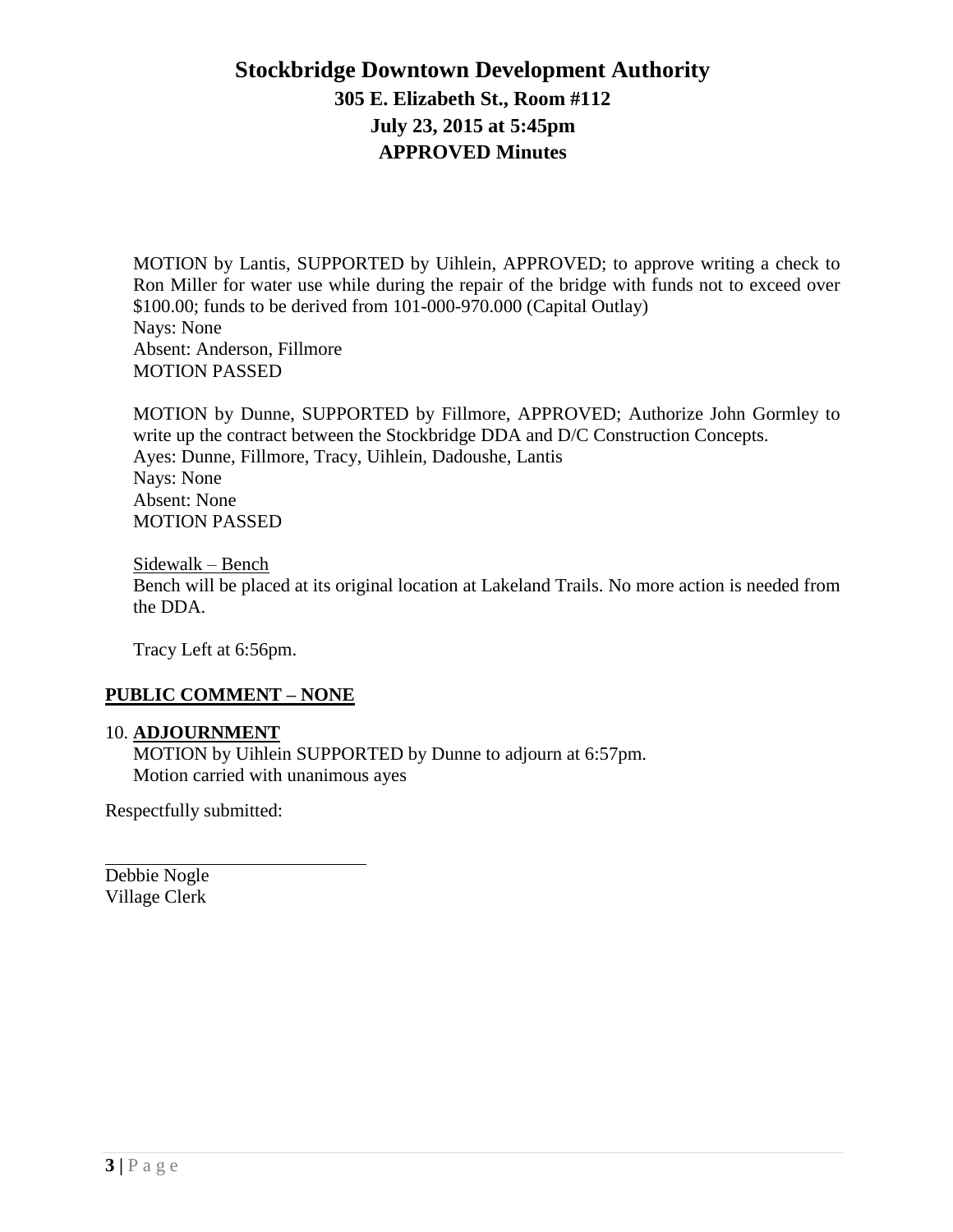# Stockbridge Downtown Development Authority

## 305 E. Elizabeth St., Room #112

## July 23, 2015 at 5:45pm

## APPROVED Minutes

MOTION by Lantis, SUPPORTED by Uihlein, APPROVED; to approve writing a check to Ron Miller for water use while during the repair of the bridge with funds not to exceed over $100.00; funds to be derived from 101-000-970.000 (Capital Outlay)
Nays: None
Absent: Anderson, Fillmore
MOTION PASSED

MOTION by Dunne, SUPPORTED by Fillmore, APPROVED; Authorize John Gormley to write up the contract between the Stockbridge DDA and D/C Construction Concepts.
Ayes: Dunne, Fillmore, Tracy, Uihlein, Dadoushe, Lantis
Nays: None
Absent: None
MOTION PASSED

<u>Sidewalk – Bench</u>
Bench will be placed at its original location at Lakeland Trails. No more action is needed from the DDA.

Tracy Left at 6:56pm.

**<u>PUBLIC COMMENT – NONE</u>**

10. **<u>ADJOURNMENT</u>**
MOTION by Uihlein SUPPORTED by Dunne to adjourn at 6:57pm.
Motion carried with unanimous ayes

Respectfully submitted:

\_\_\_\_\_\_\_\_\_\_\_\_\_\_\_\_\_\_\_\_\_\_\_\_\_\_\_\_\_\_
Debbie Nogle
Village Clerk